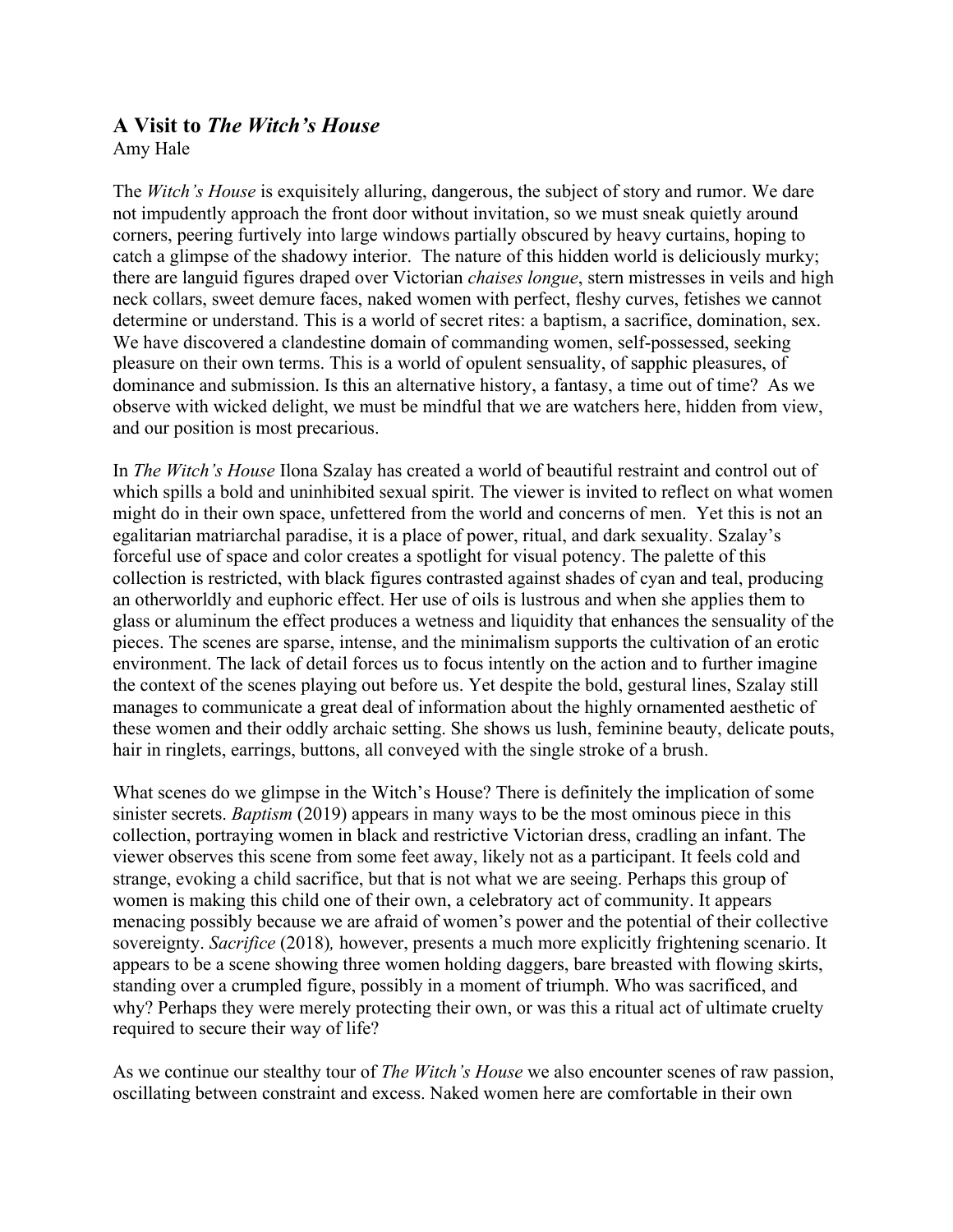## A Visit to *The Witch's House*

Amy Hale

The *Witch's House* is exquisitely alluring, dangerous, the subject of story and rumor. We dare not impudently approach the front door without invitation, so we must sneak quietly around corners, peering furtively into large windows partially obscured by heavy curtains, hoping to catch a glimpse of the shadowy interior. The nature of this hidden world is deliciously murky; there are languid figures draped over Victorian *chaises longue*, stern mistresses in veils and high neck collars, sweet demure faces, naked women with perfect, fleshy curves, fetishes we cannot determine or understand. This is a world of secret rites: a baptism, a sacrifice, domination, sex. We have discovered a clandestine domain of commanding women, self-possessed, seeking pleasure on their own terms. This is a world of opulent sensuality, of sapphic pleasures, of dominance and submission. Is this an alternative history, a fantasy, a time out of time? As we observe with wicked delight, we must be mindful that we are watchers here, hidden from view, and our position is most precarious.

In *The Witch's House* Ilona Szalay has created a world of beautiful restraint and control out of which spills a bold and uninhibited sexual spirit. The viewer is invited to reflect on what women might do in their own space, unfettered from the world and concerns of men. Yet this is not an egalitarian matriarchal paradise, it is a place of power, ritual, and dark sexuality. Szalay's forceful use of space and color creates a spotlight for visual potency. The palette of this collection is restricted, with black figures contrasted against shades of cyan and teal, producing an otherworldly and euphoric effect. Her use of oils is lustrous and when she applies them to glass or aluminum the effect produces a wetness and liquidity that enhances the sensuality of the pieces. The scenes are sparse, intense, and the minimalism supports the cultivation of an erotic environment. The lack of detail forces us to focus intently on the action and to further imagine the context of the scenes playing out before us. Yet despite the bold, gestural lines, Szalay still manages to communicate a great deal of information about the highly ornamented aesthetic of these women and their oddly archaic setting. She shows us lush, feminine beauty, delicate pouts, hair in ringlets, earrings, buttons, all conveyed with the single stroke of a brush.

What scenes do we glimpse in the Witch's House? There is definitely the implication of some sinister secrets. *Baptism* (2019) appears in many ways to be the most ominous piece in this collection, portraying women in black and restrictive Victorian dress, cradling an infant. The viewer observes this scene from some feet away, likely not as a participant. It feels cold and strange, evoking a child sacrifice, but that is not what we are seeing. Perhaps this group of women is making this child one of their own, a celebratory act of community. It appears menacing possibly because we are afraid of women's power and the potential of their collective sovereignty. *Sacrifice* (2018)*,* however, presents a much more explicitly frightening scenario. It appears to be a scene showing three women holding daggers, bare breasted with flowing skirts, standing over a crumpled figure, possibly in a moment of triumph. Who was sacrificed, and why? Perhaps they were merely protecting their own, or was this a ritual act of ultimate cruelty required to secure their way of life?

As we continue our stealthy tour of *The Witch's House* we also encounter scenes of raw passion, oscillating between constraint and excess. Naked women here are comfortable in their own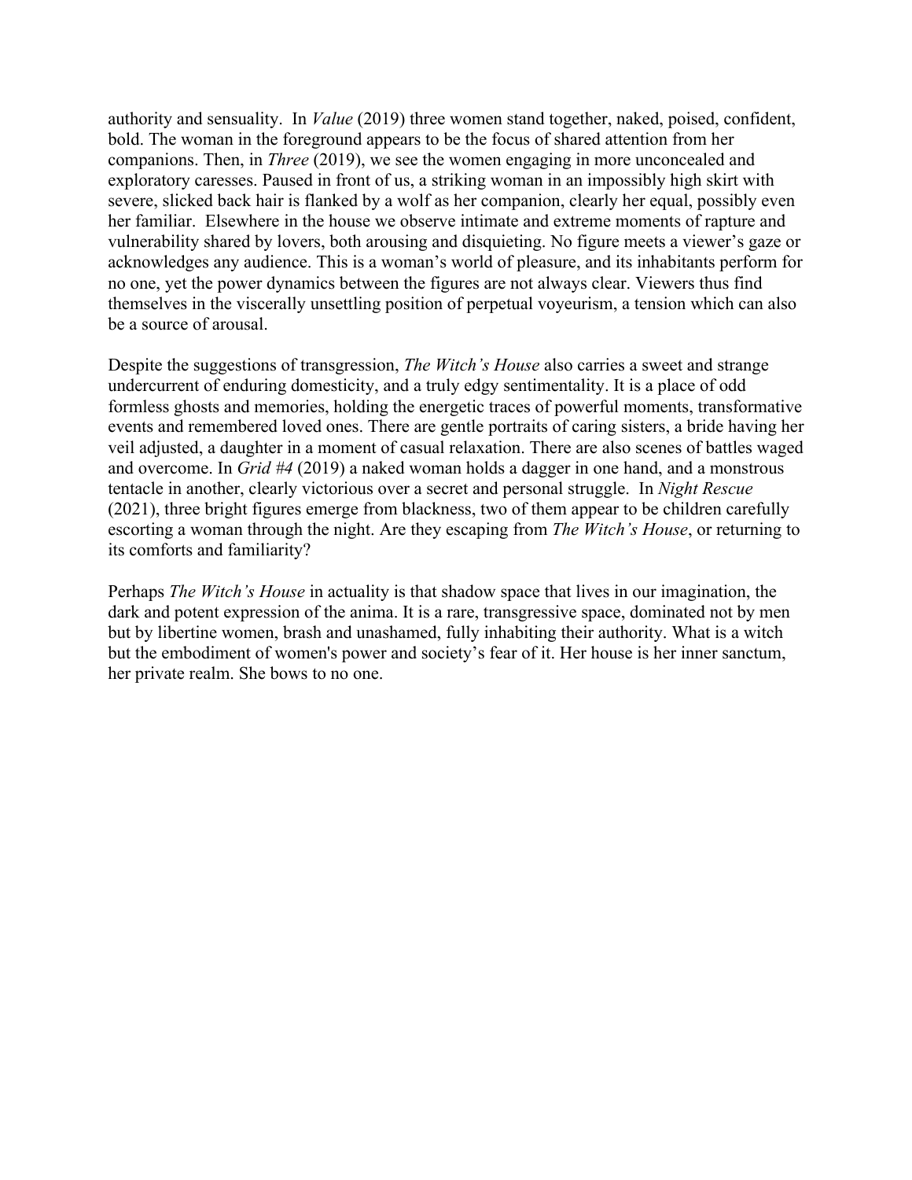authority and sensuality. In *Value* (2019) three women stand together, naked, poised, confident, bold. The woman in the foreground appears to be the focus of shared attention from her companions. Then, in *Three* (2019), we see the women engaging in more unconcealed and exploratory caresses. Paused in front of us, a striking woman in an impossibly high skirt with severe, slicked back hair is flanked by a wolf as her companion, clearly her equal, possibly even her familiar. Elsewhere in the house we observe intimate and extreme moments of rapture and vulnerability shared by lovers, both arousing and disquieting. No figure meets a viewer's gaze or acknowledges any audience. This is a woman's world of pleasure, and its inhabitants perform for no one, yet the power dynamics between the figures are not always clear. Viewers thus find themselves in the viscerally unsettling position of perpetual voyeurism, a tension which can also be a source of arousal.

Despite the suggestions of transgression, *The Witch's House* also carries a sweet and strange undercurrent of enduring domesticity, and a truly edgy sentimentality. It is a place of odd formless ghosts and memories, holding the energetic traces of powerful moments, transformative events and remembered loved ones. There are gentle portraits of caring sisters, a bride having her veil adjusted, a daughter in a moment of casual relaxation. There are also scenes of battles waged and overcome. In *Grid #4* (2019) a naked woman holds a dagger in one hand, and a monstrous tentacle in another, clearly victorious over a secret and personal struggle. In *Night Rescue* (2021), three bright figures emerge from blackness, two of them appear to be children carefully escorting a woman through the night. Are they escaping from *The Witch's House*, or returning to its comforts and familiarity?

Perhaps *The Witch's House* in actuality is that shadow space that lives in our imagination, the dark and potent expression of the anima. It is a rare, transgressive space, dominated not by men but by libertine women, brash and unashamed, fully inhabiting their authority. What is a witch but the embodiment of women's power and society's fear of it. Her house is her inner sanctum, her private realm. She bows to no one.